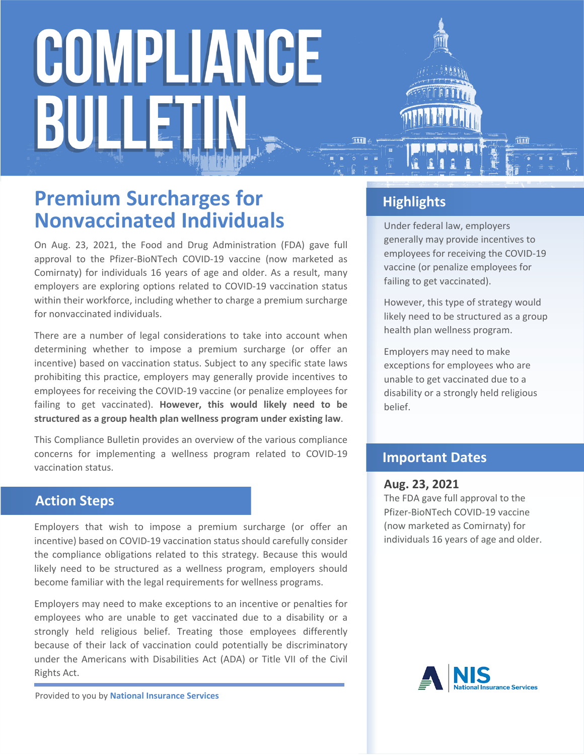# COMPLIANCE BULLETIN

## Premium Surcharges for Nonvaccinated Individuals

On Aug. 23, 2021, the Food and Drug Administration (FDA) gave full approval to the Pfizer-BioNTech COVID-19 vaccine (now marketed as Comirnaty) for individuals 16 years of age and older. As a result, many employers are exploring options related to COVID-19 vaccination status within their workforce, including whether to charge a premium surcharge for nonvaccinated individuals.

There are a number of legal considerations to take into account when determining whether to impose a premium surcharge (or offer an incentive) based on vaccination status. Subject to any specific state laws prohibiting this practice, employers may generally provide incentives to employees for receiving the COVID-19 vaccine (or penalize employees for failing to get vaccinated). **However, this would likely need to be structured as a group health plan wellness program under existing law**.

This Compliance Bulletin provides an overview of the various compliance concerns for implementing a wellness program related to COVID-19 vaccination status.

## Action Steps

Employers that wish to impose a premium surcharge (or offer an incentive) based on COVID-19 vaccination status should carefully consider the compliance obligations related to this strategy. Because this would likely need to be structured as a wellness program, employers should become familiar with the legal requirements for wellness programs.

Employers may need to make exceptions to an incentive or penalties for employees who are unable to get vaccinated due to a disability or a strongly held religious belief. Treating those employees differently because of their lack of vaccination could potentially be discriminatory under the Americans with Disabilities Act (ADA) or Title VII of the Civil Rights Act.

Provided to you by **National Insurance Services**

## Highlights

Under federal law, employers generally may provide incentives to employees for receiving the COVID-19 vaccine (or penalize employees for failing to get vaccinated).

However, this type of strategy would likely need to be structured as a group health plan wellness program.

Employers may need to make exceptions for employees who are unable to get vaccinated due to a disability or a strongly held religious belief.

## Important Dates

**Aug. 23, 2021**

The FDA gave full approval to the Pfizer-BioNTech COVID-19 vaccine (now marketed as Comirnaty) for individuals 16 years of age and older.

NIS National Insurance Services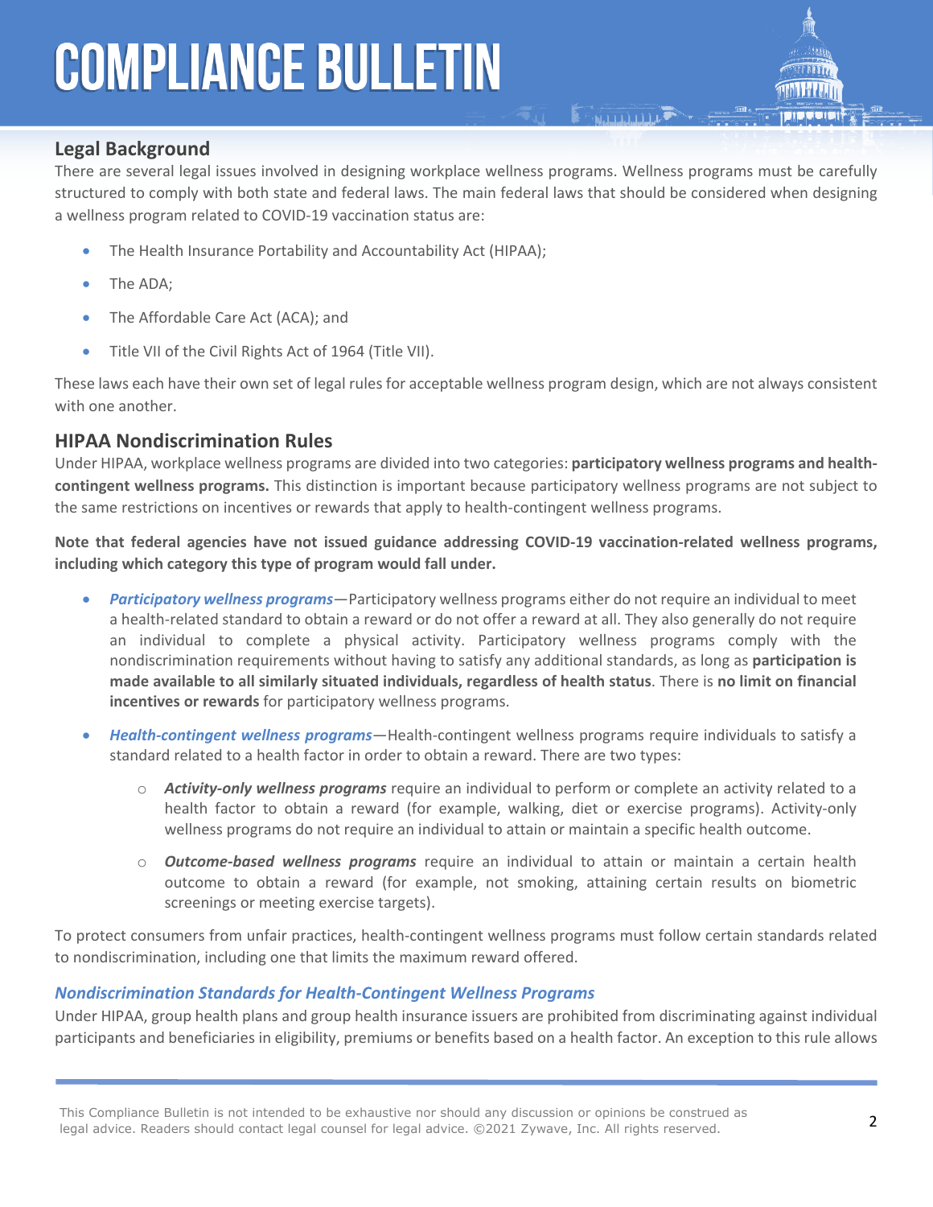## Legal Background

There are several legal issues involved in designing workplace wellness programs. Wellness programs must be carefully structured to comply with both state and federal laws. The main federal laws that should be considered when designing a wellness program related to COVID-19 vaccination status are:

- The Health Insurance Portability and Accountability Act (HIPAA);
- The ADA;
- The Affordable Care Act (ACA); and
- Title VII of the Civil Rights Act of 1964 (Title VII).

These laws each have their own set of legal rules for acceptable wellness program design, which are not always consistent with one another.

## HIPAA Nondiscrimination Rules

Under HIPAA, workplace wellness programs are divided into two categories: **participatory wellness programs and health-contingent wellness programs.** This distinction is important because participatory wellness programs are not subject to the same restrictions on incentives or rewards that apply to health-contingent wellness programs.

**Note that federal agencies have not issued guidance addressing COVID-19 vaccination-related wellness programs, including which category this type of program would fall under.**

- ***Participatory wellness programs***—Participatory wellness programs either do not require an individual to meet a health-related standard to obtain a reward or do not offer a reward at all. They also generally do not require an individual to complete a physical activity. Participatory wellness programs comply with the nondiscrimination requirements without having to satisfy any additional standards, as long as **participation is made available to all similarly situated individuals, regardless of health status**. There is **no limit on financial incentives or rewards** for participatory wellness programs.
- ***Health-contingent wellness programs***—Health-contingent wellness programs require individuals to satisfy a standard related to a health factor in order to obtain a reward. There are two types:
  - ***Activity-only wellness programs*** require an individual to perform or complete an activity related to a health factor to obtain a reward (for example, walking, diet or exercise programs). Activity-only wellness programs do not require an individual to attain or maintain a specific health outcome.
  - ***Outcome-based wellness programs*** require an individual to attain or maintain a certain health outcome to obtain a reward (for example, not smoking, attaining certain results on biometric screenings or meeting exercise targets).

To protect consumers from unfair practices, health-contingent wellness programs must follow certain standards related to nondiscrimination, including one that limits the maximum reward offered.

### *Nondiscrimination Standards for Health-Contingent Wellness Programs*

Under HIPAA, group health plans and group health insurance issuers are prohibited from discriminating against individual participants and beneficiaries in eligibility, premiums or benefits based on a health factor. An exception to this rule allows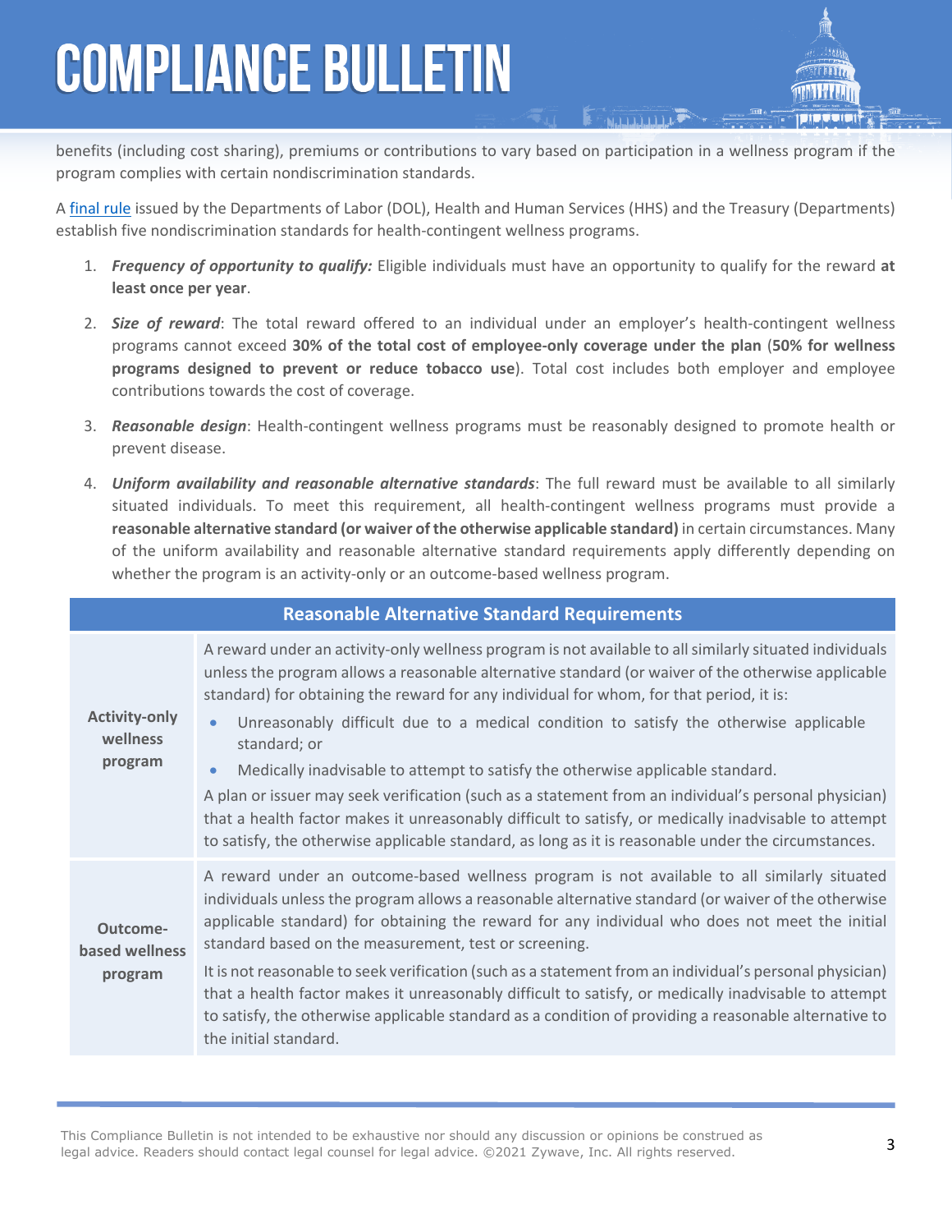benefits (including cost sharing), premiums or contributions to vary based on participation in a wellness program if the program complies with certain nondiscrimination standards.

A final rule issued by the Departments of Labor (DOL), Health and Human Services (HHS) and the Treasury (Departments) establish five nondiscrimination standards for health-contingent wellness programs.

1. ***Frequency of opportunity to qualify:*** Eligible individuals must have an opportunity to qualify for the reward **at least once per year**.
2. ***Size of reward***: The total reward offered to an individual under an employer's health-contingent wellness programs cannot exceed **30% of the total cost of employee-only coverage under the plan** (**50% for wellness programs designed to prevent or reduce tobacco use**). Total cost includes both employer and employee contributions towards the cost of coverage.
3. ***Reasonable design***: Health-contingent wellness programs must be reasonably designed to promote health or prevent disease.
4. ***Uniform availability and reasonable alternative standards***: The full reward must be available to all similarly situated individuals. To meet this requirement, all health-contingent wellness programs must provide a **reasonable alternative standard (or waiver of the otherwise applicable standard)** in certain circumstances. Many of the uniform availability and reasonable alternative standard requirements apply differently depending on whether the program is an activity-only or an outcome-based wellness program.

| Reasonable Alternative Standard Requirements | |
|---|---|
| **Activity-only wellness program** | A reward under an activity-only wellness program is not available to all similarly situated individuals unless the program allows a reasonable alternative standard (or waiver of the otherwise applicable standard) for obtaining the reward for any individual for whom, for that period, it is: <br>• Unreasonably difficult due to a medical condition to satisfy the otherwise applicable standard; or <br>• Medically inadvisable to attempt to satisfy the otherwise applicable standard. <br>A plan or issuer may seek verification (such as a statement from an individual's personal physician) that a health factor makes it unreasonably difficult to satisfy, or medically inadvisable to attempt to satisfy, the otherwise applicable standard, as long as it is reasonable under the circumstances. |
| **Outcome-based wellness program** | A reward under an outcome-based wellness program is not available to all similarly situated individuals unless the program allows a reasonable alternative standard (or waiver of the otherwise applicable standard) for obtaining the reward for any individual who does not meet the initial standard based on the measurement, test or screening. <br>It is not reasonable to seek verification (such as a statement from an individual's personal physician) that a health factor makes it unreasonably difficult to satisfy, or medically inadvisable to attempt to satisfy, the otherwise applicable standard as a condition of providing a reasonable alternative to the initial standard. |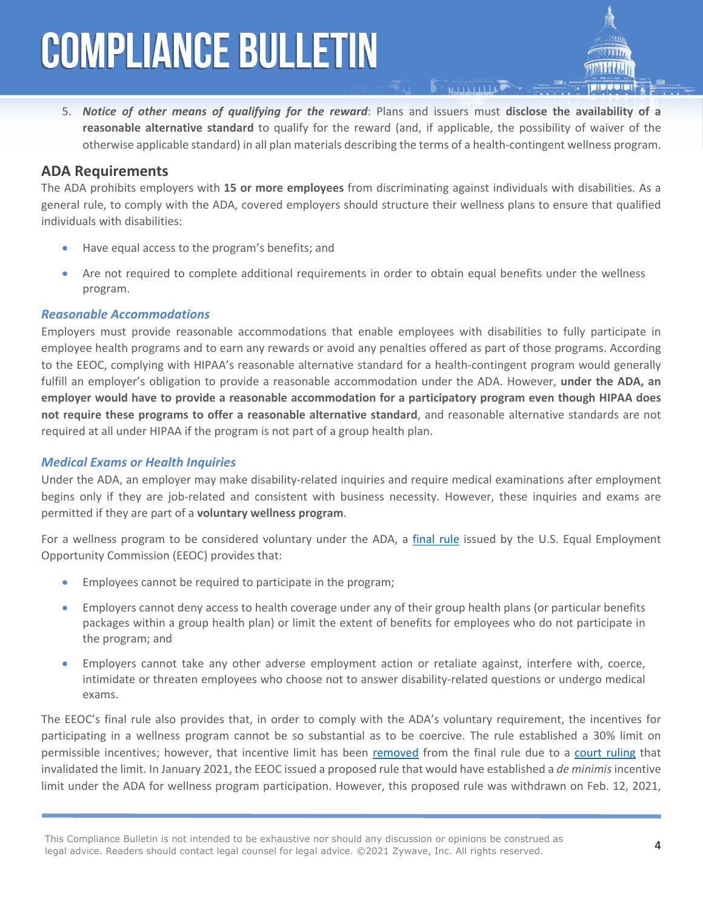5. ***Notice of other means of qualifying for the reward***: Plans and issuers must **disclose the availability of a reasonable alternative standard** to qualify for the reward (and, if applicable, the possibility of waiver of the otherwise applicable standard) in all plan materials describing the terms of a health-contingent wellness program.

## ADA Requirements

The ADA prohibits employers with **15 or more employees** from discriminating against individuals with disabilities. As a general rule, to comply with the ADA, covered employers should structure their wellness plans to ensure that qualified individuals with disabilities:

- Have equal access to the program's benefits; and
- Are not required to complete additional requirements in order to obtain equal benefits under the wellness program.

### *Reasonable Accommodations*

Employers must provide reasonable accommodations that enable employees with disabilities to fully participate in employee health programs and to earn any rewards or avoid any penalties offered as part of those programs. According to the EEOC, complying with HIPAA's reasonable alternative standard for a health-contingent program would generally fulfill an employer's obligation to provide a reasonable accommodation under the ADA. However, **under the ADA, an employer would have to provide a reasonable accommodation for a participatory program even though HIPAA does not require these programs to offer a reasonable alternative standard**, and reasonable alternative standards are not required at all under HIPAA if the program is not part of a group health plan.

### *Medical Exams or Health Inquiries*

Under the ADA, an employer may make disability-related inquiries and require medical examinations after employment begins only if they are job-related and consistent with business necessity. However, these inquiries and exams are permitted if they are part of a **voluntary wellness program**.

For a wellness program to be considered voluntary under the ADA, a final rule issued by the U.S. Equal Employment Opportunity Commission (EEOC) provides that:

- Employees cannot be required to participate in the program;
- Employers cannot deny access to health coverage under any of their group health plans (or particular benefits packages within a group health plan) or limit the extent of benefits for employees who do not participate in the program; and
- Employers cannot take any other adverse employment action or retaliate against, interfere with, coerce, intimidate or threaten employees who choose not to answer disability-related questions or undergo medical exams.

The EEOC's final rule also provides that, in order to comply with the ADA's voluntary requirement, the incentives for participating in a wellness program cannot be so substantial as to be coercive. The rule established a 30% limit on permissible incentives; however, that incentive limit has been removed from the final rule due to a court ruling that invalidated the limit. In January 2021, the EEOC issued a proposed rule that would have established a *de minimis* incentive limit under the ADA for wellness program participation. However, this proposed rule was withdrawn on Feb. 12, 2021,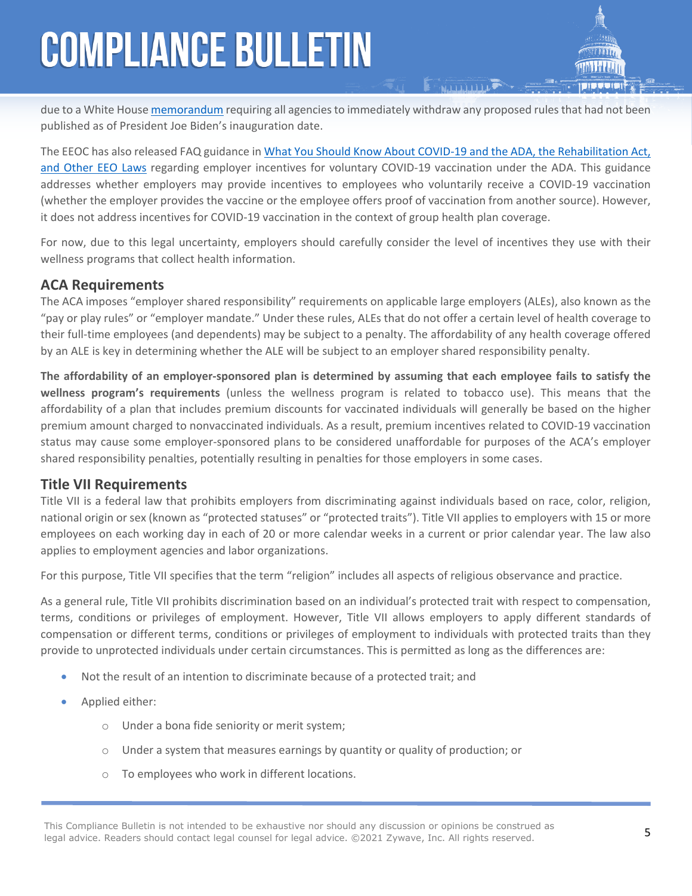due to a White House memorandum requiring all agencies to immediately withdraw any proposed rules that had not been published as of President Joe Biden's inauguration date.

The EEOC has also released FAQ guidance in What You Should Know About COVID-19 and the ADA, the Rehabilitation Act, and Other EEO Laws regarding employer incentives for voluntary COVID-19 vaccination under the ADA. This guidance addresses whether employers may provide incentives to employees who voluntarily receive a COVID-19 vaccination (whether the employer provides the vaccine or the employee offers proof of vaccination from another source). However, it does not address incentives for COVID-19 vaccination in the context of group health plan coverage.

For now, due to this legal uncertainty, employers should carefully consider the level of incentives they use with their wellness programs that collect health information.

## ACA Requirements

The ACA imposes "employer shared responsibility" requirements on applicable large employers (ALEs), also known as the "pay or play rules" or "employer mandate." Under these rules, ALEs that do not offer a certain level of health coverage to their full-time employees (and dependents) may be subject to a penalty. The affordability of any health coverage offered by an ALE is key in determining whether the ALE will be subject to an employer shared responsibility penalty.

**The affordability of an employer-sponsored plan is determined by assuming that each employee fails to satisfy the wellness program's requirements** (unless the wellness program is related to tobacco use). This means that the affordability of a plan that includes premium discounts for vaccinated individuals will generally be based on the higher premium amount charged to nonvaccinated individuals. As a result, premium incentives related to COVID-19 vaccination status may cause some employer-sponsored plans to be considered unaffordable for purposes of the ACA's employer shared responsibility penalties, potentially resulting in penalties for those employers in some cases.

## Title VII Requirements

Title VII is a federal law that prohibits employers from discriminating against individuals based on race, color, religion, national origin or sex (known as "protected statuses" or "protected traits"). Title VII applies to employers with 15 or more employees on each working day in each of 20 or more calendar weeks in a current or prior calendar year. The law also applies to employment agencies and labor organizations.

For this purpose, Title VII specifies that the term "religion" includes all aspects of religious observance and practice.

As a general rule, Title VII prohibits discrimination based on an individual's protected trait with respect to compensation, terms, conditions or privileges of employment. However, Title VII allows employers to apply different standards of compensation or different terms, conditions or privileges of employment to individuals with protected traits than they provide to unprotected individuals under certain circumstances. This is permitted as long as the differences are:

- Not the result of an intention to discriminate because of a protected trait; and
- Applied either:
  - Under a bona fide seniority or merit system;
  - Under a system that measures earnings by quantity or quality of production; or
  - To employees who work in different locations.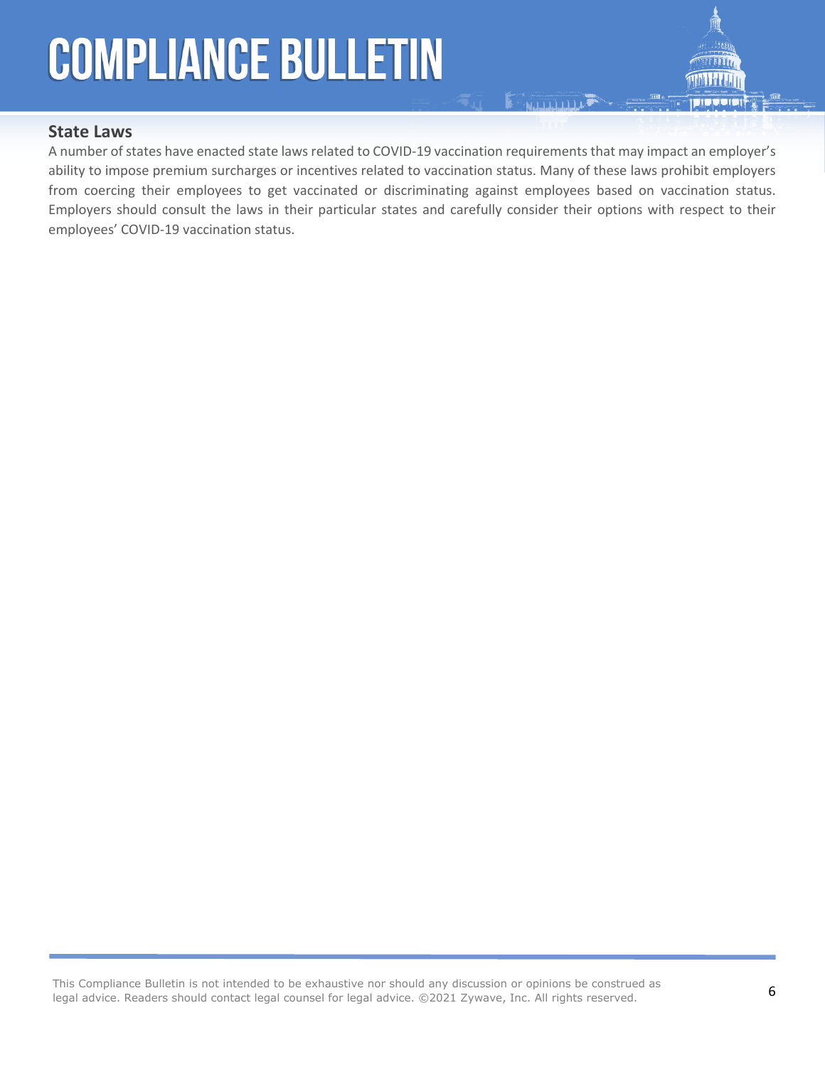### State Laws

A number of states have enacted state laws related to COVID-19 vaccination requirements that may impact an employer's ability to impose premium surcharges or incentives related to vaccination status. Many of these laws prohibit employers from coercing their employees to get vaccinated or discriminating against employees based on vaccination status. Employers should consult the laws in their particular states and carefully consider their options with respect to their employees' COVID-19 vaccination status.